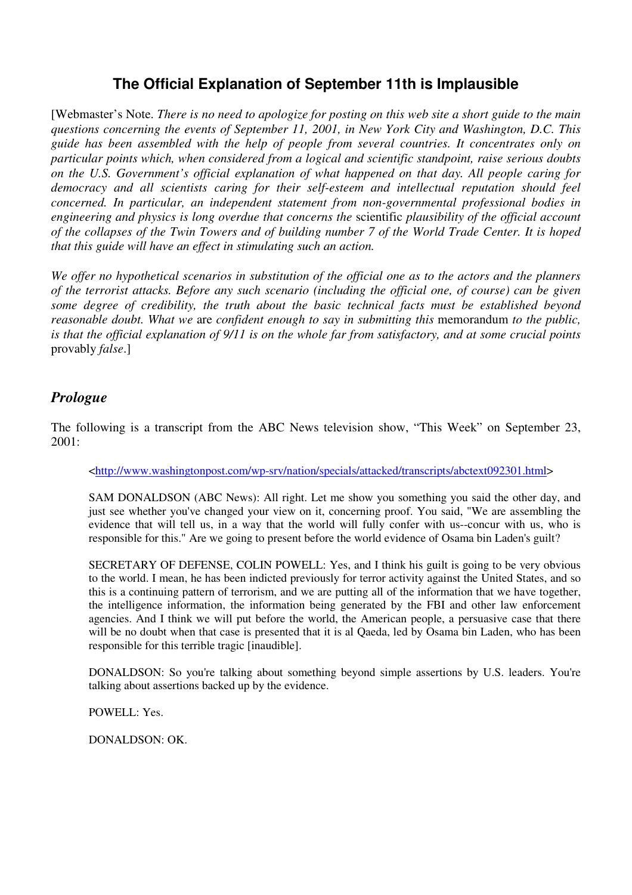# The Official Explanation of September 11th is Implausible

[Webmaster's Note. *There is no need to apologize for posting on this web site a short guide to the main questions concerning the events of September 11, 2001, in New York City and Washington, D.C. This guide has been assembled with the help of people from several countries. It concentrates only on particular points which, when considered from a logical and scientific standpoint, raise serious doubts on the U.S. Government's official explanation of what happened on that day. All people caring for democracy and all scientists caring for their self-esteem and intellectual reputation should feel concerned. In particular, an independent statement from non-governmental professional bodies in engineering and physics is long overdue that concerns the* scientific *plausibility of the official account of the collapses of the Twin Towers and of building number 7 of the World Trade Center. It is hoped that this guide will have an effect in stimulating such an action.*

*We offer no hypothetical scenarios in substitution of the official one as to the actors and the planners of the terrorist attacks. Before any such scenario (including the official one, of course) can be given some degree of credibility, the truth about the basic technical facts must be established beyond reasonable doubt. What we* are *confident enough to say in submitting this* memorandum *to the public, is that the official explanation of 9/11 is on the whole far from satisfactory, and at some crucial points* provably *false*.]

## *Prologue*

The following is a transcript from the ABC News television show, "This Week" on September 23, 2001:

> <http://www.washingtonpost.com/wp-srv/nation/specials/attacked/transcripts/abctext092301.html>
>
> SAM DONALDSON (ABC News): All right. Let me show you something you said the other day, and just see whether you've changed your view on it, concerning proof. You said, "We are assembling the evidence that will tell us, in a way that the world will fully confer with us--concur with us, who is responsible for this." Are we going to present before the world evidence of Osama bin Laden's guilt?
>
> SECRETARY OF DEFENSE, COLIN POWELL: Yes, and I think his guilt is going to be very obvious to the world. I mean, he has been indicted previously for terror activity against the United States, and so this is a continuing pattern of terrorism, and we are putting all of the information that we have together, the intelligence information, the information being generated by the FBI and other law enforcement agencies. And I think we will put before the world, the American people, a persuasive case that there will be no doubt when that case is presented that it is al Qaeda, led by Osama bin Laden, who has been responsible for this terrible tragic [inaudible].
>
> DONALDSON: So you're talking about something beyond simple assertions by U.S. leaders. You're talking about assertions backed up by the evidence.
>
> POWELL: Yes.
>
> DONALDSON: OK.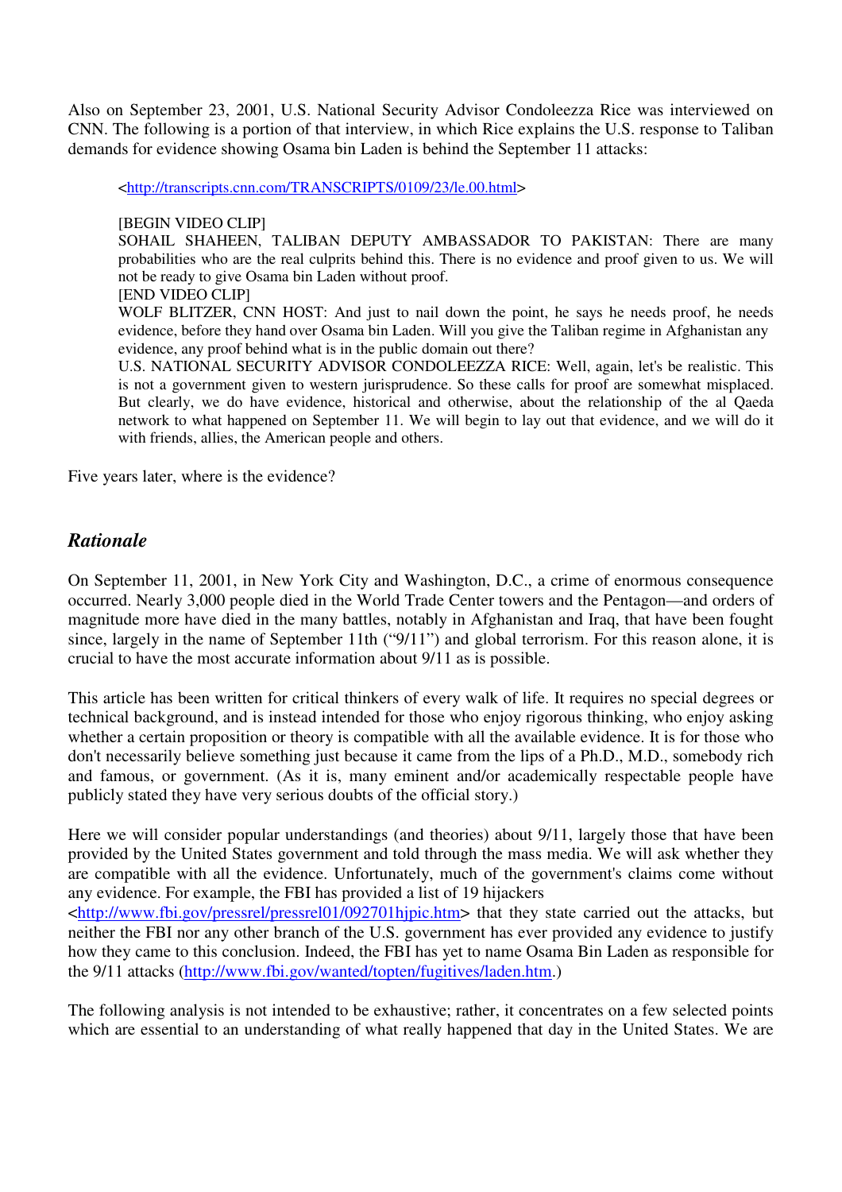Also on September 23, 2001, U.S. National Security Advisor Condoleezza Rice was interviewed on CNN. The following is a portion of that interview, in which Rice explains the U.S. response to Taliban demands for evidence showing Osama bin Laden is behind the September 11 attacks:

> <http://transcripts.cnn.com/TRANSCRIPTS/0109/23/le.00.html>
>
> [BEGIN VIDEO CLIP]
> SOHAIL SHAHEEN, TALIBAN DEPUTY AMBASSADOR TO PAKISTAN: There are many probabilities who are the real culprits behind this. There is no evidence and proof given to us. We will not be ready to give Osama bin Laden without proof.
> [END VIDEO CLIP]
> WOLF BLITZER, CNN HOST: And just to nail down the point, he says he needs proof, he needs evidence, before they hand over Osama bin Laden. Will you give the Taliban regime in Afghanistan any evidence, any proof behind what is in the public domain out there?
> U.S. NATIONAL SECURITY ADVISOR CONDOLEEZZA RICE: Well, again, let's be realistic. This is not a government given to western jurisprudence. So these calls for proof are somewhat misplaced. But clearly, we do have evidence, historical and otherwise, about the relationship of the al Qaeda network to what happened on September 11. We will begin to lay out that evidence, and we will do it with friends, allies, the American people and others.

Five years later, where is the evidence?

## *Rationale*

On September 11, 2001, in New York City and Washington, D.C., a crime of enormous consequence occurred. Nearly 3,000 people died in the World Trade Center towers and the Pentagon—and orders of magnitude more have died in the many battles, notably in Afghanistan and Iraq, that have been fought since, largely in the name of September 11th ("9/11") and global terrorism. For this reason alone, it is crucial to have the most accurate information about 9/11 as is possible.

This article has been written for critical thinkers of every walk of life. It requires no special degrees or technical background, and is instead intended for those who enjoy rigorous thinking, who enjoy asking whether a certain proposition or theory is compatible with all the available evidence. It is for those who don't necessarily believe something just because it came from the lips of a Ph.D., M.D., somebody rich and famous, or government. (As it is, many eminent and/or academically respectable people have publicly stated they have very serious doubts of the official story.)

Here we will consider popular understandings (and theories) about 9/11, largely those that have been provided by the United States government and told through the mass media. We will ask whether they are compatible with all the evidence. Unfortunately, much of the government's claims come without any evidence. For example, the FBI has provided a list of 19 hijackers <http://www.fbi.gov/pressrel/pressrel01/092701hjpic.htm> that they state carried out the attacks, but neither the FBI nor any other branch of the U.S. government has ever provided any evidence to justify how they came to this conclusion. Indeed, the FBI has yet to name Osama Bin Laden as responsible for the 9/11 attacks (http://www.fbi.gov/wanted/topten/fugitives/laden.htm.)

The following analysis is not intended to be exhaustive; rather, it concentrates on a few selected points which are essential to an understanding of what really happened that day in the United States. We are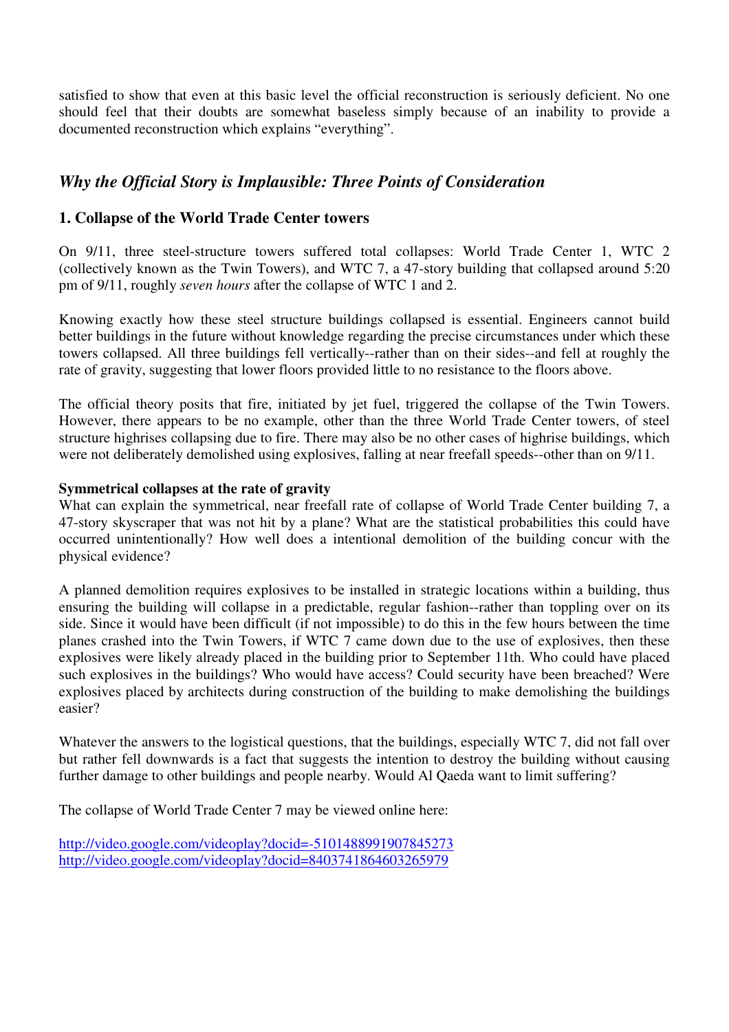satisfied to show that even at this basic level the official reconstruction is seriously deficient. No one should feel that their doubts are somewhat baseless simply because of an inability to provide a documented reconstruction which explains "everything".

## *Why the Official Story is Implausible: Three Points of Consideration*

### 1. Collapse of the World Trade Center towers

On 9/11, three steel-structure towers suffered total collapses: World Trade Center 1, WTC 2 (collectively known as the Twin Towers), and WTC 7, a 47-story building that collapsed around 5:20 pm of 9/11, roughly *seven hours* after the collapse of WTC 1 and 2.

Knowing exactly how these steel structure buildings collapsed is essential. Engineers cannot build better buildings in the future without knowledge regarding the precise circumstances under which these towers collapsed. All three buildings fell vertically--rather than on their sides--and fell at roughly the rate of gravity, suggesting that lower floors provided little to no resistance to the floors above.

The official theory posits that fire, initiated by jet fuel, triggered the collapse of the Twin Towers. However, there appears to be no example, other than the three World Trade Center towers, of steel structure highrises collapsing due to fire. There may also be no other cases of highrise buildings, which were not deliberately demolished using explosives, falling at near freefall speeds--other than on 9/11.

**Symmetrical collapses at the rate of gravity**

What can explain the symmetrical, near freefall rate of collapse of World Trade Center building 7, a 47-story skyscraper that was not hit by a plane? What are the statistical probabilities this could have occurred unintentionally? How well does a intentional demolition of the building concur with the physical evidence?

A planned demolition requires explosives to be installed in strategic locations within a building, thus ensuring the building will collapse in a predictable, regular fashion--rather than toppling over on its side. Since it would have been difficult (if not impossible) to do this in the few hours between the time planes crashed into the Twin Towers, if WTC 7 came down due to the use of explosives, then these explosives were likely already placed in the building prior to September 11th. Who could have placed such explosives in the buildings? Who would have access? Could security have been breached? Were explosives placed by architects during construction of the building to make demolishing the buildings easier?

Whatever the answers to the logistical questions, that the buildings, especially WTC 7, did not fall over but rather fell downwards is a fact that suggests the intention to destroy the building without causing further damage to other buildings and people nearby. Would Al Qaeda want to limit suffering?

The collapse of World Trade Center 7 may be viewed online here:

http://video.google.com/videoplay?docid=-5101488991907845273
http://video.google.com/videoplay?docid=8403741864603265979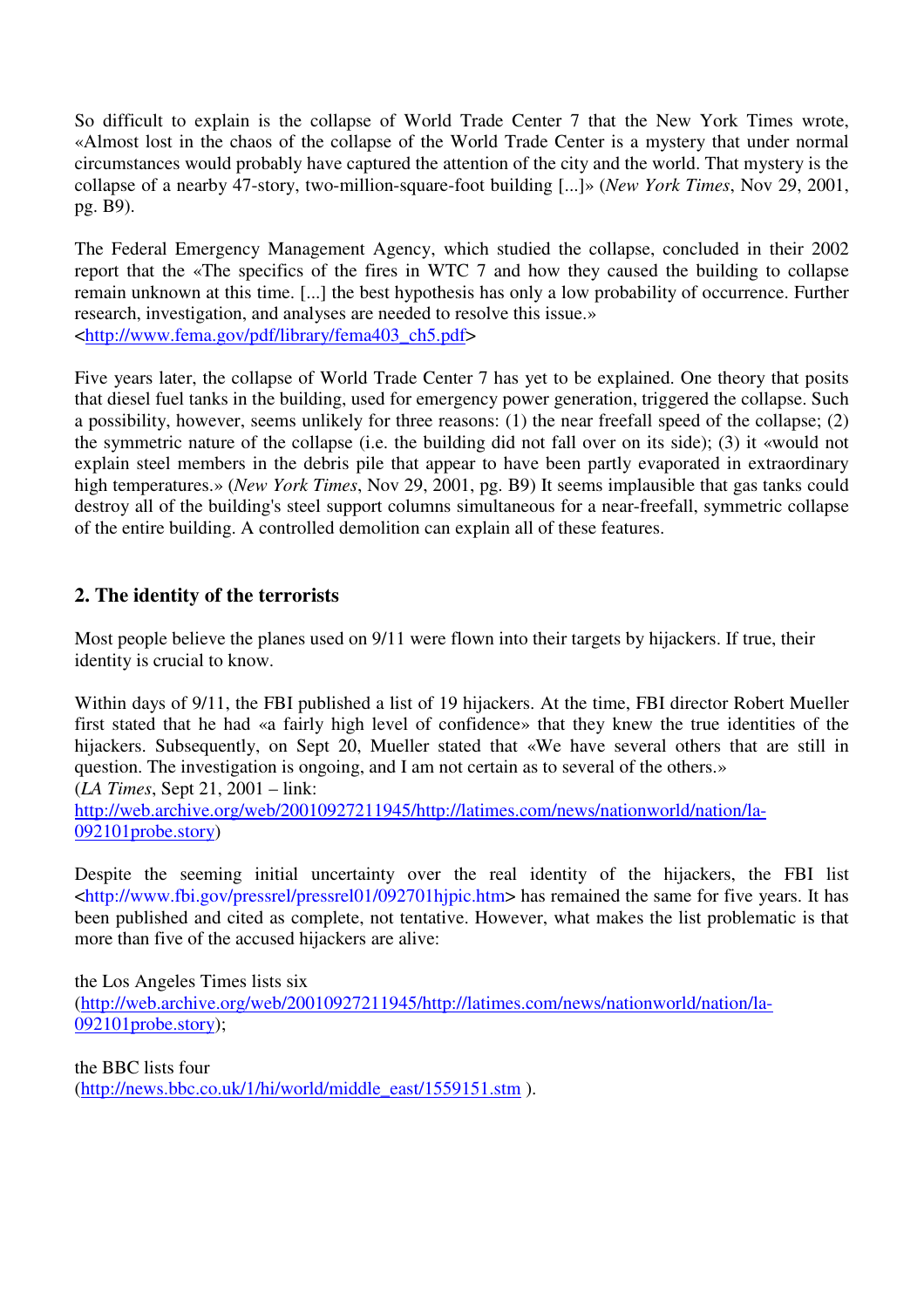So difficult to explain is the collapse of World Trade Center 7 that the New York Times wrote, «Almost lost in the chaos of the collapse of the World Trade Center is a mystery that under normal circumstances would probably have captured the attention of the city and the world. That mystery is the collapse of a nearby 47-story, two-million-square-foot building [...]» (*New York Times*, Nov 29, 2001, pg. B9).

The Federal Emergency Management Agency, which studied the collapse, concluded in their 2002 report that the «The specifics of the fires in WTC 7 and how they caused the building to collapse remain unknown at this time. [...] the best hypothesis has only a low probability of occurrence. Further research, investigation, and analyses are needed to resolve this issue.» <http://www.fema.gov/pdf/library/fema403_ch5.pdf>

Five years later, the collapse of World Trade Center 7 has yet to be explained. One theory that posits that diesel fuel tanks in the building, used for emergency power generation, triggered the collapse. Such a possibility, however, seems unlikely for three reasons: (1) the near freefall speed of the collapse; (2) the symmetric nature of the collapse (i.e. the building did not fall over on its side); (3) it «would not explain steel members in the debris pile that appear to have been partly evaporated in extraordinary high temperatures.» (*New York Times*, Nov 29, 2001, pg. B9) It seems implausible that gas tanks could destroy all of the building's steel support columns simultaneous for a near-freefall, symmetric collapse of the entire building. A controlled demolition can explain all of these features.

## 2. The identity of the terrorists

Most people believe the planes used on 9/11 were flown into their targets by hijackers. If true, their identity is crucial to know.

Within days of 9/11, the FBI published a list of 19 hijackers. At the time, FBI director Robert Mueller first stated that he had «a fairly high level of confidence» that they knew the true identities of the hijackers. Subsequently, on Sept 20, Mueller stated that «We have several others that are still in question. The investigation is ongoing, and I am not certain as to several of the others.»
(*LA Times*, Sept 21, 2001 – link: http://web.archive.org/web/20010927211945/http://latimes.com/news/nationworld/nation/la-092101probe.story)

Despite the seeming initial uncertainty over the real identity of the hijackers, the FBI list <http://www.fbi.gov/pressrel/pressrel01/092701hjpic.htm> has remained the same for five years. It has been published and cited as complete, not tentative. However, what makes the list problematic is that more than five of the accused hijackers are alive:

the Los Angeles Times lists six (http://web.archive.org/web/20010927211945/http://latimes.com/news/nationworld/nation/la-092101probe.story);

the BBC lists four (http://news.bbc.co.uk/1/hi/world/middle_east/1559151.stm ).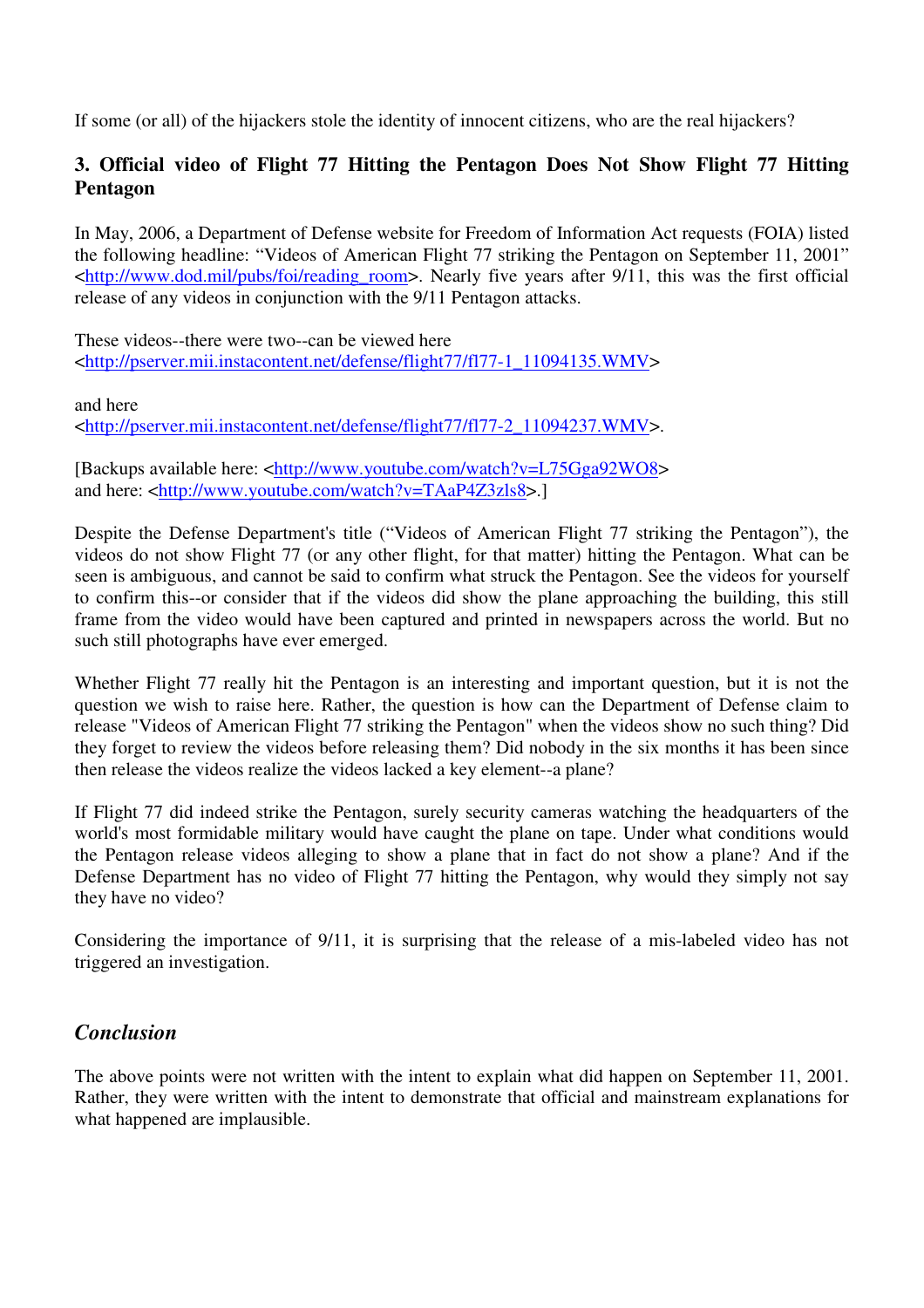If some (or all) of the hijackers stole the identity of innocent citizens, who are the real hijackers?

### 3. Official video of Flight 77 Hitting the Pentagon Does Not Show Flight 77 Hitting Pentagon

In May, 2006, a Department of Defense website for Freedom of Information Act requests (FOIA) listed the following headline: "Videos of American Flight 77 striking the Pentagon on September 11, 2001" <http://www.dod.mil/pubs/foi/reading_room>. Nearly five years after 9/11, this was the first official release of any videos in conjunction with the 9/11 Pentagon attacks.

These videos--there were two--can be viewed here <http://pserver.mii.instacontent.net/defense/flight77/fl77-1_11094135.WMV>

and here <http://pserver.mii.instacontent.net/defense/flight77/fl77-2_11094237.WMV>.

[Backups available here: <http://www.youtube.com/watch?v=L75Gga92WO8> and here: <http://www.youtube.com/watch?v=TAaP4Z3zls8>.]

Despite the Defense Department's title ("Videos of American Flight 77 striking the Pentagon"), the videos do not show Flight 77 (or any other flight, for that matter) hitting the Pentagon. What can be seen is ambiguous, and cannot be said to confirm what struck the Pentagon. See the videos for yourself to confirm this--or consider that if the videos did show the plane approaching the building, this still frame from the video would have been captured and printed in newspapers across the world. But no such still photographs have ever emerged.

Whether Flight 77 really hit the Pentagon is an interesting and important question, but it is not the question we wish to raise here. Rather, the question is how can the Department of Defense claim to release "Videos of American Flight 77 striking the Pentagon" when the videos show no such thing? Did they forget to review the videos before releasing them? Did nobody in the six months it has been since then release the videos realize the videos lacked a key element--a plane?

If Flight 77 did indeed strike the Pentagon, surely security cameras watching the headquarters of the world's most formidable military would have caught the plane on tape. Under what conditions would the Pentagon release videos alleging to show a plane that in fact do not show a plane? And if the Defense Department has no video of Flight 77 hitting the Pentagon, why would they simply not say they have no video?

Considering the importance of 9/11, it is surprising that the release of a mis-labeled video has not triggered an investigation.

## *Conclusion*

The above points were not written with the intent to explain what did happen on September 11, 2001. Rather, they were written with the intent to demonstrate that official and mainstream explanations for what happened are implausible.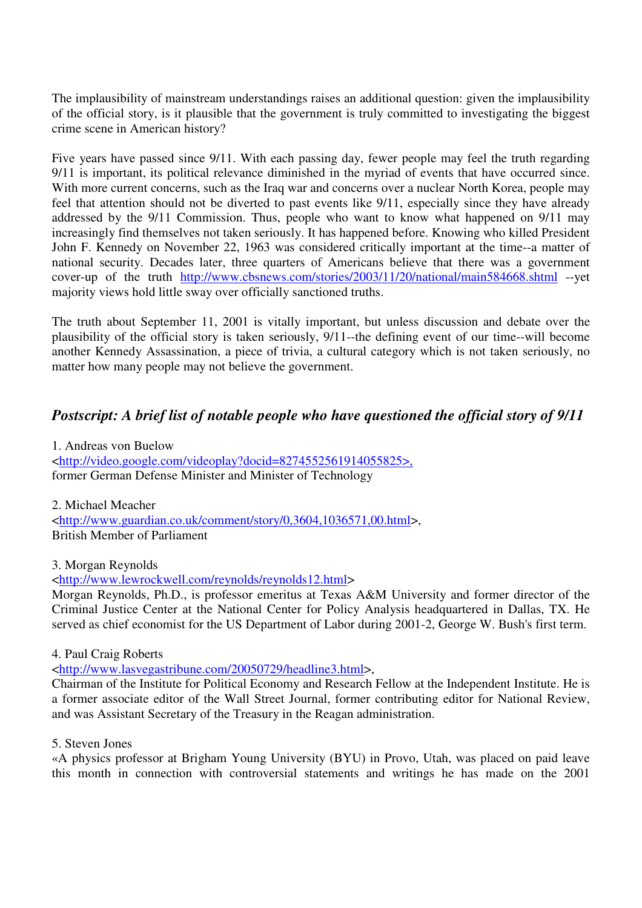The implausibility of mainstream understandings raises an additional question: given the implausibility of the official story, is it plausible that the government is truly committed to investigating the biggest crime scene in American history?

Five years have passed since 9/11. With each passing day, fewer people may feel the truth regarding 9/11 is important, its political relevance diminished in the myriad of events that have occurred since. With more current concerns, such as the Iraq war and concerns over a nuclear North Korea, people may feel that attention should not be diverted to past events like 9/11, especially since they have already addressed by the 9/11 Commission. Thus, people who want to know what happened on 9/11 may increasingly find themselves not taken seriously. It has happened before. Knowing who killed President John F. Kennedy on November 22, 1963 was considered critically important at the time--a matter of national security. Decades later, three quarters of Americans believe that there was a government cover-up of the truth http://www.cbsnews.com/stories/2003/11/20/national/main584668.shtml --yet majority views hold little sway over officially sanctioned truths.

The truth about September 11, 2001 is vitally important, but unless discussion and debate over the plausibility of the official story is taken seriously, 9/11--the defining event of our time--will become another Kennedy Assassination, a piece of trivia, a cultural category which is not taken seriously, no matter how many people may not believe the government.

## *Postscript: A brief list of notable people who have questioned the official story of 9/11*

1. Andreas von Buelow
<http://video.google.com/videoplay?docid=8274552561914055825>,
former German Defense Minister and Minister of Technology

2. Michael Meacher
<http://www.guardian.co.uk/comment/story/0,3604,1036571,00.html>,
British Member of Parliament

3. Morgan Reynolds
<http://www.lewrockwell.com/reynolds/reynolds12.html>
Morgan Reynolds, Ph.D., is professor emeritus at Texas A&M University and former director of the Criminal Justice Center at the National Center for Policy Analysis headquartered in Dallas, TX. He served as chief economist for the US Department of Labor during 2001-2, George W. Bush's first term.

4. Paul Craig Roberts
<http://www.lasvegastribune.com/20050729/headline3.html>,
Chairman of the Institute for Political Economy and Research Fellow at the Independent Institute. He is a former associate editor of the Wall Street Journal, former contributing editor for National Review, and was Assistant Secretary of the Treasury in the Reagan administration.

5. Steven Jones
«A physics professor at Brigham Young University (BYU) in Provo, Utah, was placed on paid leave this month in connection with controversial statements and writings he has made on the 2001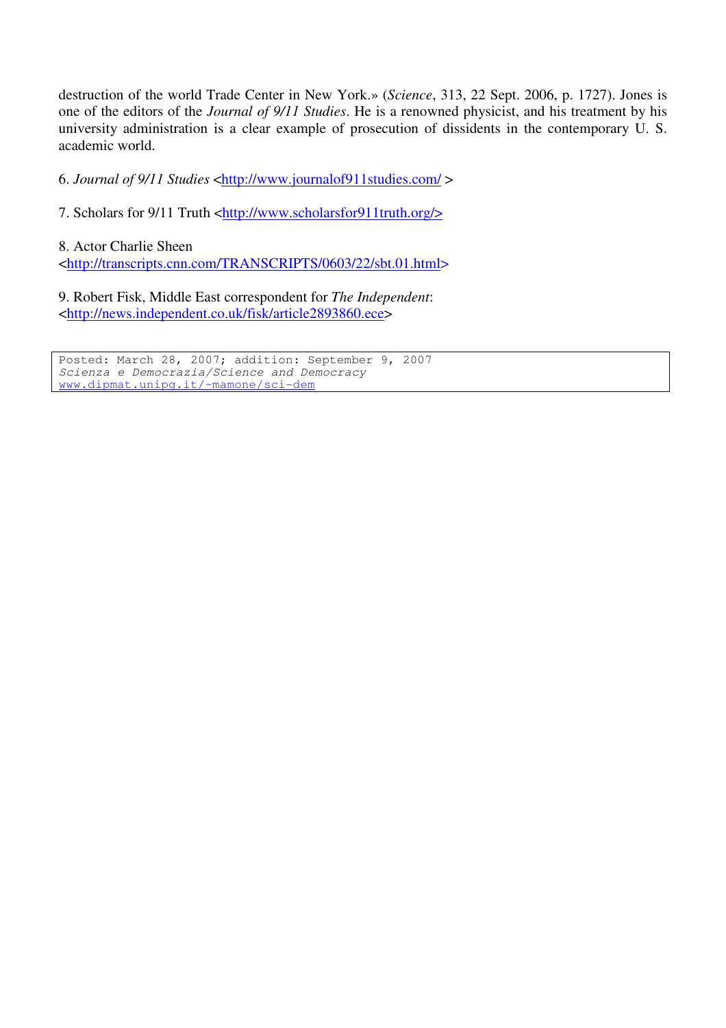destruction of the world Trade Center in New York.» (*Science*, 313, 22 Sept. 2006, p. 1727). Jones is one of the editors of the *Journal of 9/11 Studies*. He is a renowned physicist, and his treatment by his university administration is a clear example of prosecution of dissidents in the contemporary U. S. academic world.

6. *Journal of 9/11 Studies* <http://www.journalof911studies.com/ >

7. Scholars for 9/11 Truth <http://www.scholarsfor911truth.org/>

8. Actor Charlie Sheen
<http://transcripts.cnn.com/TRANSCRIPTS/0603/22/sbt.01.html>

9. Robert Fisk, Middle East correspondent for *The Independent*:
<http://news.independent.co.uk/fisk/article2893860.ece>

Posted: March 28, 2007; addition: September 9, 2007
*Scienza e Democrazia/Science and Democracy*
www.dipmat.unipg.it/~mamone/sci-dem